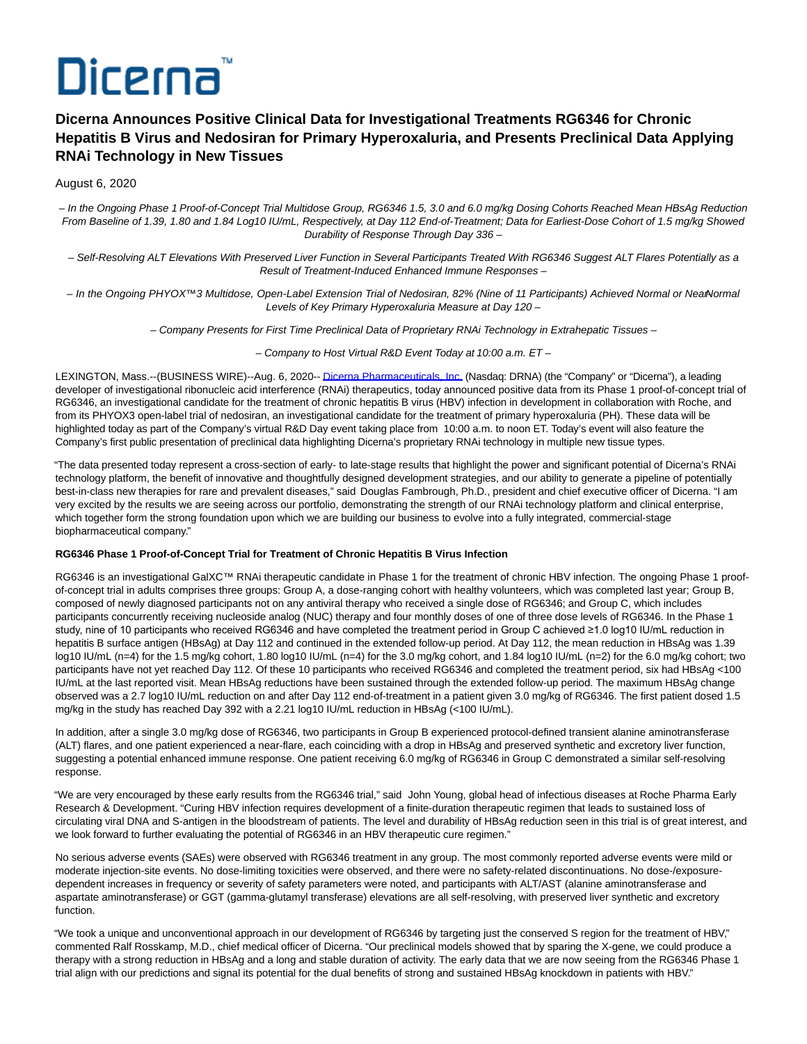Dicerna™

# Dicerna Announces Positive Clinical Data for Investigational Treatments RG6346 for Chronic Hepatitis B Virus and Nedosiran for Primary Hyperoxaluria, and Presents Preclinical Data Applying RNAi Technology in New Tissues

August 6, 2020

*– In the Ongoing Phase 1 Proof-of-Concept Trial Multidose Group, RG6346 1.5, 3.0 and 6.0 mg/kg Dosing Cohorts Reached Mean HBsAg Reduction From Baseline of 1.39, 1.80 and 1.84 Log10 IU/mL, Respectively, at Day 112 End-of-Treatment; Data for Earliest-Dose Cohort of 1.5 mg/kg Showed Durability of Response Through Day 336 –*

*– Self-Resolving ALT Elevations With Preserved Liver Function in Several Participants Treated With RG6346 Suggest ALT Flares Potentially as a Result of Treatment-Induced Enhanced Immune Responses –*

*– In the Ongoing PHYOX™3 Multidose, Open-Label Extension Trial of Nedosiran, 82% (Nine of 11 Participants) Achieved Normal or Near-Normal Levels of Key Primary Hyperoxaluria Measure at Day 120 –*

*– Company Presents for First Time Preclinical Data of Proprietary RNAi Technology in Extrahepatic Tissues –*

*– Company to Host Virtual R&D Event Today at 10:00 a.m. ET –*

LEXINGTON, Mass.--(BUSINESS WIRE)--Aug. 6, 2020-- Dicerna Pharmaceuticals, Inc. (Nasdaq: DRNA) (the "Company" or "Dicerna"), a leading developer of investigational ribonucleic acid interference (RNAi) therapeutics, today announced positive data from its Phase 1 proof-of-concept trial of RG6346, an investigational candidate for the treatment of chronic hepatitis B virus (HBV) infection in development in collaboration with Roche, and from its PHYOX3 open-label trial of nedosiran, an investigational candidate for the treatment of primary hyperoxaluria (PH). These data will be highlighted today as part of the Company's virtual R&D Day event taking place from 10:00 a.m. to noon ET. Today's event will also feature the Company's first public presentation of preclinical data highlighting Dicerna's proprietary RNAi technology in multiple new tissue types.

"The data presented today represent a cross-section of early- to late-stage results that highlight the power and significant potential of Dicerna's RNAi technology platform, the benefit of innovative and thoughtfully designed development strategies, and our ability to generate a pipeline of potentially best-in-class new therapies for rare and prevalent diseases," said Douglas Fambrough, Ph.D., president and chief executive officer of Dicerna. "I am very excited by the results we are seeing across our portfolio, demonstrating the strength of our RNAi technology platform and clinical enterprise, which together form the strong foundation upon which we are building our business to evolve into a fully integrated, commercial-stage biopharmaceutical company."

**RG6346 Phase 1 Proof-of-Concept Trial for Treatment of Chronic Hepatitis B Virus Infection**

RG6346 is an investigational GalXC™ RNAi therapeutic candidate in Phase 1 for the treatment of chronic HBV infection. The ongoing Phase 1 proof-of-concept trial in adults comprises three groups: Group A, a dose-ranging cohort with healthy volunteers, which was completed last year; Group B, composed of newly diagnosed participants not on any antiviral therapy who received a single dose of RG6346; and Group C, which includes participants concurrently receiving nucleoside analog (NUC) therapy and four monthly doses of one of three dose levels of RG6346. In the Phase 1 study, nine of 10 participants who received RG6346 and have completed the treatment period in Group C achieved ≥1.0 log10 IU/mL reduction in hepatitis B surface antigen (HBsAg) at Day 112 and continued in the extended follow-up period. At Day 112, the mean reduction in HBsAg was 1.39 log10 IU/mL (n=4) for the 1.5 mg/kg cohort, 1.80 log10 IU/mL (n=4) for the 3.0 mg/kg cohort, and 1.84 log10 IU/mL (n=2) for the 6.0 mg/kg cohort; two participants have not yet reached Day 112. Of these 10 participants who received RG6346 and completed the treatment period, six had HBsAg <100 IU/mL at the last reported visit. Mean HBsAg reductions have been sustained through the extended follow-up period. The maximum HBsAg change observed was a 2.7 log10 IU/mL reduction on and after Day 112 end-of-treatment in a patient given 3.0 mg/kg of RG6346. The first patient dosed 1.5 mg/kg in the study has reached Day 392 with a 2.21 log10 IU/mL reduction in HBsAg (<100 IU/mL).

In addition, after a single 3.0 mg/kg dose of RG6346, two participants in Group B experienced protocol-defined transient alanine aminotransferase (ALT) flares, and one patient experienced a near-flare, each coinciding with a drop in HBsAg and preserved synthetic and excretory liver function, suggesting a potential enhanced immune response. One patient receiving 6.0 mg/kg of RG6346 in Group C demonstrated a similar self-resolving response.

"We are very encouraged by these early results from the RG6346 trial," said John Young, global head of infectious diseases at Roche Pharma Early Research & Development. "Curing HBV infection requires development of a finite-duration therapeutic regimen that leads to sustained loss of circulating viral DNA and S-antigen in the bloodstream of patients. The level and durability of HBsAg reduction seen in this trial is of great interest, and we look forward to further evaluating the potential of RG6346 in an HBV therapeutic cure regimen."

No serious adverse events (SAEs) were observed with RG6346 treatment in any group. The most commonly reported adverse events were mild or moderate injection-site events. No dose-limiting toxicities were observed, and there were no safety-related discontinuations. No dose-/exposure-dependent increases in frequency or severity of safety parameters were noted, and participants with ALT/AST (alanine aminotransferase and aspartate aminotransferase) or GGT (gamma-glutamyl transferase) elevations are all self-resolving, with preserved liver synthetic and excretory function.

"We took a unique and unconventional approach in our development of RG6346 by targeting just the conserved S region for the treatment of HBV," commented Ralf Rosskamp, M.D., chief medical officer of Dicerna. "Our preclinical models showed that by sparing the X-gene, we could produce a therapy with a strong reduction in HBsAg and a long and stable duration of activity. The early data that we are now seeing from the RG6346 Phase 1 trial align with our predictions and signal its potential for the dual benefits of strong and sustained HBsAg knockdown in patients with HBV."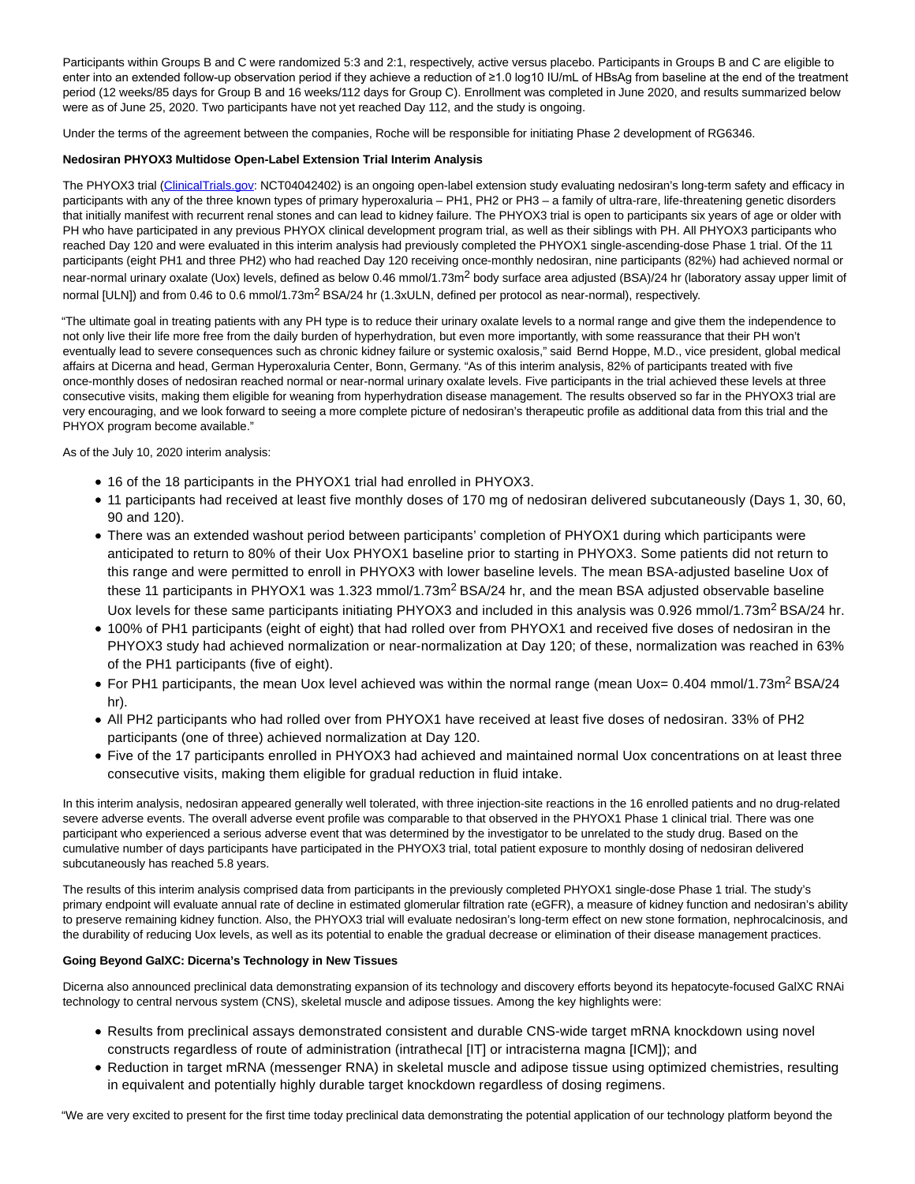Participants within Groups B and C were randomized 5:3 and 2:1, respectively, active versus placebo. Participants in Groups B and C are eligible to enter into an extended follow-up observation period if they achieve a reduction of ≥1.0 log10 IU/mL of HBsAg from baseline at the end of the treatment period (12 weeks/85 days for Group B and 16 weeks/112 days for Group C). Enrollment was completed in June 2020, and results summarized below were as of June 25, 2020. Two participants have not yet reached Day 112, and the study is ongoing.

Under the terms of the agreement between the companies, Roche will be responsible for initiating Phase 2 development of RG6346.

**Nedosiran PHYOX3 Multidose Open-Label Extension Trial Interim Analysis**

The PHYOX3 trial (ClinicalTrials.gov: NCT04042402) is an ongoing open-label extension study evaluating nedosiran's long-term safety and efficacy in participants with any of the three known types of primary hyperoxaluria – PH1, PH2 or PH3 – a family of ultra-rare, life-threatening genetic disorders that initially manifest with recurrent renal stones and can lead to kidney failure. The PHYOX3 trial is open to participants six years of age or older with PH who have participated in any previous PHYOX clinical development program trial, as well as their siblings with PH. All PHYOX3 participants who reached Day 120 and were evaluated in this interim analysis had previously completed the PHYOX1 single-ascending-dose Phase 1 trial. Of the 11 participants (eight PH1 and three PH2) who had reached Day 120 receiving once-monthly nedosiran, nine participants (82%) had achieved normal or near-normal urinary oxalate (Uox) levels, defined as below 0.46 mmol/1.73m$^2$ body surface area adjusted (BSA)/24 hr (laboratory assay upper limit of normal [ULN]) and from 0.46 to 0.6 mmol/1.73m$^2$ BSA/24 hr (1.3xULN, defined per protocol as near-normal), respectively.

"The ultimate goal in treating patients with any PH type is to reduce their urinary oxalate levels to a normal range and give them the independence to not only live their life more free from the daily burden of hyperhydration, but even more importantly, with some reassurance that their PH won't eventually lead to severe consequences such as chronic kidney failure or systemic oxalosis," said Bernd Hoppe, M.D., vice president, global medical affairs at Dicerna and head, German Hyperoxaluria Center, Bonn, Germany. "As of this interim analysis, 82% of participants treated with five once-monthly doses of nedosiran reached normal or near-normal urinary oxalate levels. Five participants in the trial achieved these levels at three consecutive visits, making them eligible for weaning from hyperhydration disease management. The results observed so far in the PHYOX3 trial are very encouraging, and we look forward to seeing a more complete picture of nedosiran's therapeutic profile as additional data from this trial and the PHYOX program become available."

As of the July 10, 2020 interim analysis:

- 16 of the 18 participants in the PHYOX1 trial had enrolled in PHYOX3.
- 11 participants had received at least five monthly doses of 170 mg of nedosiran delivered subcutaneously (Days 1, 30, 60, 90 and 120).
- There was an extended washout period between participants' completion of PHYOX1 during which participants were anticipated to return to 80% of their Uox PHYOX1 baseline prior to starting in PHYOX3. Some patients did not return to this range and were permitted to enroll in PHYOX3 with lower baseline levels. The mean BSA-adjusted baseline Uox of these 11 participants in PHYOX1 was 1.323 mmol/1.73m$^2$ BSA/24 hr, and the mean BSA adjusted observable baseline Uox levels for these same participants initiating PHYOX3 and included in this analysis was 0.926 mmol/1.73m$^2$ BSA/24 hr.
- 100% of PH1 participants (eight of eight) that had rolled over from PHYOX1 and received five doses of nedosiran in the PHYOX3 study had achieved normalization or near-normalization at Day 120; of these, normalization was reached in 63% of the PH1 participants (five of eight).
- For PH1 participants, the mean Uox level achieved was within the normal range (mean Uox= 0.404 mmol/1.73m$^2$ BSA/24 hr).
- All PH2 participants who had rolled over from PHYOX1 have received at least five doses of nedosiran. 33% of PH2 participants (one of three) achieved normalization at Day 120.
- Five of the 17 participants enrolled in PHYOX3 had achieved and maintained normal Uox concentrations on at least three consecutive visits, making them eligible for gradual reduction in fluid intake.

In this interim analysis, nedosiran appeared generally well tolerated, with three injection-site reactions in the 16 enrolled patients and no drug-related severe adverse events. The overall adverse event profile was comparable to that observed in the PHYOX1 Phase 1 clinical trial. There was one participant who experienced a serious adverse event that was determined by the investigator to be unrelated to the study drug. Based on the cumulative number of days participants have participated in the PHYOX3 trial, total patient exposure to monthly dosing of nedosiran delivered subcutaneously has reached 5.8 years.

The results of this interim analysis comprised data from participants in the previously completed PHYOX1 single-dose Phase 1 trial. The study's primary endpoint will evaluate annual rate of decline in estimated glomerular filtration rate (eGFR), a measure of kidney function and nedosiran's ability to preserve remaining kidney function. Also, the PHYOX3 trial will evaluate nedosiran's long-term effect on new stone formation, nephrocalcinosis, and the durability of reducing Uox levels, as well as its potential to enable the gradual decrease or elimination of their disease management practices.

**Going Beyond GalXC: Dicerna's Technology in New Tissues**

Dicerna also announced preclinical data demonstrating expansion of its technology and discovery efforts beyond its hepatocyte-focused GalXC RNAi technology to central nervous system (CNS), skeletal muscle and adipose tissues. Among the key highlights were:

- Results from preclinical assays demonstrated consistent and durable CNS-wide target mRNA knockdown using novel constructs regardless of route of administration (intrathecal [IT] or intracisterna magna [ICM]); and
- Reduction in target mRNA (messenger RNA) in skeletal muscle and adipose tissue using optimized chemistries, resulting in equivalent and potentially highly durable target knockdown regardless of dosing regimens.

"We are very excited to present for the first time today preclinical data demonstrating the potential application of our technology platform beyond the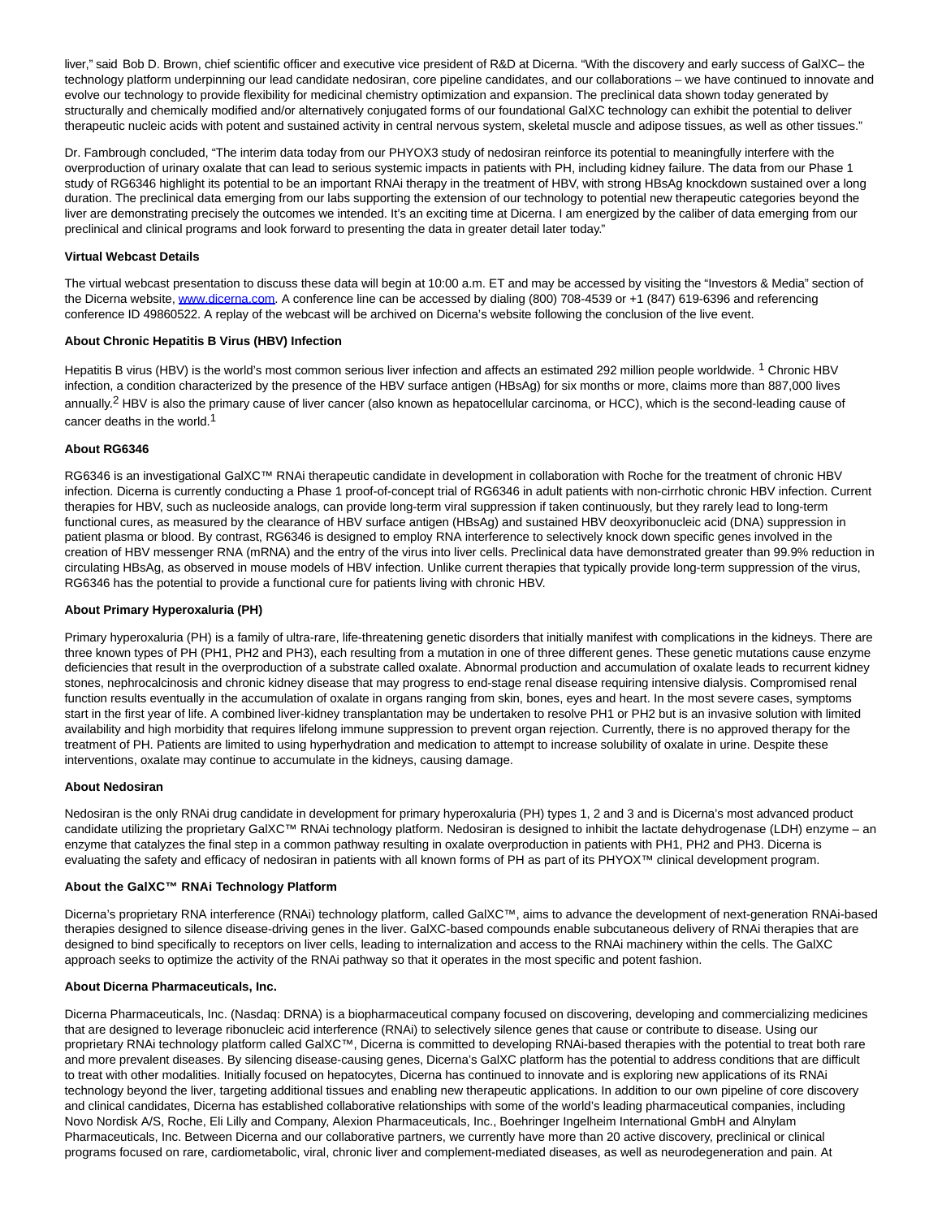liver," said Bob D. Brown, chief scientific officer and executive vice president of R&D at Dicerna. "With the discovery and early success of GalXC– the technology platform underpinning our lead candidate nedosiran, core pipeline candidates, and our collaborations – we have continued to innovate and evolve our technology to provide flexibility for medicinal chemistry optimization and expansion. The preclinical data shown today generated by structurally and chemically modified and/or alternatively conjugated forms of our foundational GalXC technology can exhibit the potential to deliver therapeutic nucleic acids with potent and sustained activity in central nervous system, skeletal muscle and adipose tissues, as well as other tissues."

Dr. Fambrough concluded, "The interim data today from our PHYOX3 study of nedosiran reinforce its potential to meaningfully interfere with the overproduction of urinary oxalate that can lead to serious systemic impacts in patients with PH, including kidney failure. The data from our Phase 1 study of RG6346 highlight its potential to be an important RNAi therapy in the treatment of HBV, with strong HBsAg knockdown sustained over a long duration. The preclinical data emerging from our labs supporting the extension of our technology to potential new therapeutic categories beyond the liver are demonstrating precisely the outcomes we intended. It's an exciting time at Dicerna. I am energized by the caliber of data emerging from our preclinical and clinical programs and look forward to presenting the data in greater detail later today."

**Virtual Webcast Details**

The virtual webcast presentation to discuss these data will begin at 10:00 a.m. ET and may be accessed by visiting the "Investors & Media" section of the Dicerna website, www.dicerna.com. A conference line can be accessed by dialing (800) 708-4539 or +1 (847) 619-6396 and referencing conference ID 49860522. A replay of the webcast will be archived on Dicerna's website following the conclusion of the live event.

**About Chronic Hepatitis B Virus (HBV) Infection**

Hepatitis B virus (HBV) is the world's most common serious liver infection and affects an estimated 292 million people worldwide. [1] Chronic HBV infection, a condition characterized by the presence of the HBV surface antigen (HBsAg) for six months or more, claims more than 887,000 lives annually.[2] HBV is also the primary cause of liver cancer (also known as hepatocellular carcinoma, or HCC), which is the second-leading cause of cancer deaths in the world.[1]

**About RG6346**

RG6346 is an investigational GalXC™ RNAi therapeutic candidate in development in collaboration with Roche for the treatment of chronic HBV infection. Dicerna is currently conducting a Phase 1 proof-of-concept trial of RG6346 in adult patients with non-cirrhotic chronic HBV infection. Current therapies for HBV, such as nucleoside analogs, can provide long-term viral suppression if taken continuously, but they rarely lead to long-term functional cures, as measured by the clearance of HBV surface antigen (HBsAg) and sustained HBV deoxyribonucleic acid (DNA) suppression in patient plasma or blood. By contrast, RG6346 is designed to employ RNA interference to selectively knock down specific genes involved in the creation of HBV messenger RNA (mRNA) and the entry of the virus into liver cells. Preclinical data have demonstrated greater than 99.9% reduction in circulating HBsAg, as observed in mouse models of HBV infection. Unlike current therapies that typically provide long-term suppression of the virus, RG6346 has the potential to provide a functional cure for patients living with chronic HBV.

**About Primary Hyperoxaluria (PH)**

Primary hyperoxaluria (PH) is a family of ultra-rare, life-threatening genetic disorders that initially manifest with complications in the kidneys. There are three known types of PH (PH1, PH2 and PH3), each resulting from a mutation in one of three different genes. These genetic mutations cause enzyme deficiencies that result in the overproduction of a substrate called oxalate. Abnormal production and accumulation of oxalate leads to recurrent kidney stones, nephrocalcinosis and chronic kidney disease that may progress to end-stage renal disease requiring intensive dialysis. Compromised renal function results eventually in the accumulation of oxalate in organs ranging from skin, bones, eyes and heart. In the most severe cases, symptoms start in the first year of life. A combined liver-kidney transplantation may be undertaken to resolve PH1 or PH2 but is an invasive solution with limited availability and high morbidity that requires lifelong immune suppression to prevent organ rejection. Currently, there is no approved therapy for the treatment of PH. Patients are limited to using hyperhydration and medication to attempt to increase solubility of oxalate in urine. Despite these interventions, oxalate may continue to accumulate in the kidneys, causing damage.

**About Nedosiran**

Nedosiran is the only RNAi drug candidate in development for primary hyperoxaluria (PH) types 1, 2 and 3 and is Dicerna's most advanced product candidate utilizing the proprietary GalXC™ RNAi technology platform. Nedosiran is designed to inhibit the lactate dehydrogenase (LDH) enzyme – an enzyme that catalyzes the final step in a common pathway resulting in oxalate overproduction in patients with PH1, PH2 and PH3. Dicerna is evaluating the safety and efficacy of nedosiran in patients with all known forms of PH as part of its PHYOX™ clinical development program.

**About the GalXC™ RNAi Technology Platform**

Dicerna's proprietary RNA interference (RNAi) technology platform, called GalXC™, aims to advance the development of next-generation RNAi-based therapies designed to silence disease-driving genes in the liver. GalXC-based compounds enable subcutaneous delivery of RNAi therapies that are designed to bind specifically to receptors on liver cells, leading to internalization and access to the RNAi machinery within the cells. The GalXC approach seeks to optimize the activity of the RNAi pathway so that it operates in the most specific and potent fashion.

**About Dicerna Pharmaceuticals, Inc.**

Dicerna Pharmaceuticals, Inc. (Nasdaq: DRNA) is a biopharmaceutical company focused on discovering, developing and commercializing medicines that are designed to leverage ribonucleic acid interference (RNAi) to selectively silence genes that cause or contribute to disease. Using our proprietary RNAi technology platform called GalXC™, Dicerna is committed to developing RNAi-based therapies with the potential to treat both rare and more prevalent diseases. By silencing disease-causing genes, Dicerna's GalXC platform has the potential to address conditions that are difficult to treat with other modalities. Initially focused on hepatocytes, Dicerna has continued to innovate and is exploring new applications of its RNAi technology beyond the liver, targeting additional tissues and enabling new therapeutic applications. In addition to our own pipeline of core discovery and clinical candidates, Dicerna has established collaborative relationships with some of the world's leading pharmaceutical companies, including Novo Nordisk A/S, Roche, Eli Lilly and Company, Alexion Pharmaceuticals, Inc., Boehringer Ingelheim International GmbH and Alnylam Pharmaceuticals, Inc. Between Dicerna and our collaborative partners, we currently have more than 20 active discovery, preclinical or clinical programs focused on rare, cardiometabolic, viral, chronic liver and complement-mediated diseases, as well as neurodegeneration and pain. At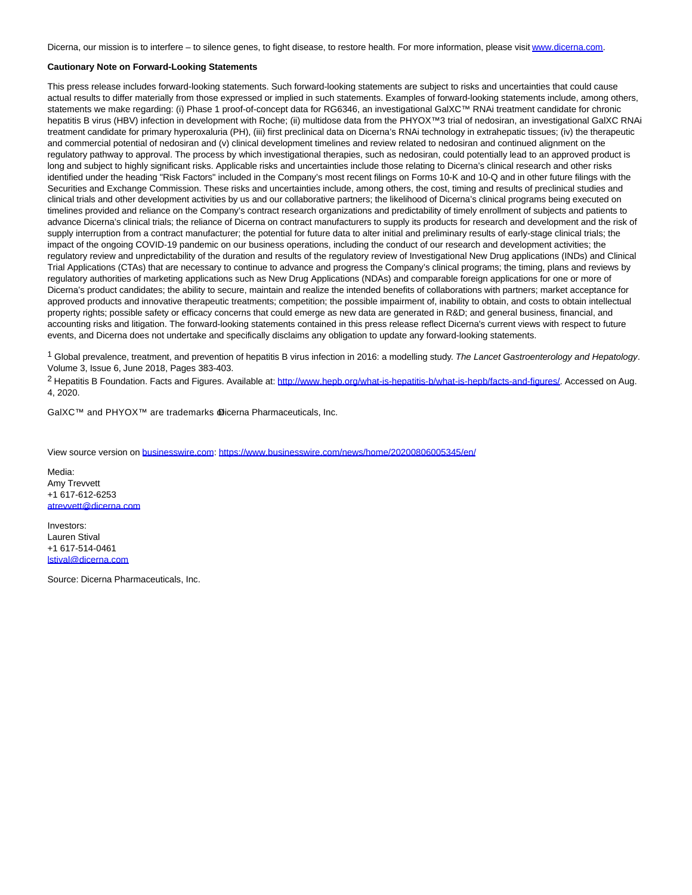Dicerna, our mission is to interfere – to silence genes, to fight disease, to restore health. For more information, please visit www.dicerna.com.

**Cautionary Note on Forward-Looking Statements**

This press release includes forward-looking statements. Such forward-looking statements are subject to risks and uncertainties that could cause actual results to differ materially from those expressed or implied in such statements. Examples of forward-looking statements include, among others, statements we make regarding: (i) Phase 1 proof-of-concept data for RG6346, an investigational GalXC™ RNAi treatment candidate for chronic hepatitis B virus (HBV) infection in development with Roche; (ii) multidose data from the PHYOX™3 trial of nedosiran, an investigational GalXC RNAi treatment candidate for primary hyperoxaluria (PH), (iii) first preclinical data on Dicerna's RNAi technology in extrahepatic tissues; (iv) the therapeutic and commercial potential of nedosiran and (v) clinical development timelines and review related to nedosiran and continued alignment on the regulatory pathway to approval. The process by which investigational therapies, such as nedosiran, could potentially lead to an approved product is long and subject to highly significant risks. Applicable risks and uncertainties include those relating to Dicerna's clinical research and other risks identified under the heading "Risk Factors" included in the Company's most recent filings on Forms 10-K and 10-Q and in other future filings with the Securities and Exchange Commission. These risks and uncertainties include, among others, the cost, timing and results of preclinical studies and clinical trials and other development activities by us and our collaborative partners; the likelihood of Dicerna's clinical programs being executed on timelines provided and reliance on the Company's contract research organizations and predictability of timely enrollment of subjects and patients to advance Dicerna's clinical trials; the reliance of Dicerna on contract manufacturers to supply its products for research and development and the risk of supply interruption from a contract manufacturer; the potential for future data to alter initial and preliminary results of early-stage clinical trials; the impact of the ongoing COVID-19 pandemic on our business operations, including the conduct of our research and development activities; the regulatory review and unpredictability of the duration and results of the regulatory review of Investigational New Drug applications (INDs) and Clinical Trial Applications (CTAs) that are necessary to continue to advance and progress the Company's clinical programs; the timing, plans and reviews by regulatory authorities of marketing applications such as New Drug Applications (NDAs) and comparable foreign applications for one or more of Dicerna's product candidates; the ability to secure, maintain and realize the intended benefits of collaborations with partners; market acceptance for approved products and innovative therapeutic treatments; competition; the possible impairment of, inability to obtain, and costs to obtain intellectual property rights; possible safety or efficacy concerns that could emerge as new data are generated in R&D; and general business, financial, and accounting risks and litigation. The forward-looking statements contained in this press release reflect Dicerna's current views with respect to future events, and Dicerna does not undertake and specifically disclaims any obligation to update any forward-looking statements.

[1] Global prevalence, treatment, and prevention of hepatitis B virus infection in 2016: a modelling study. *The Lancet Gastroenterology and Hepatology*. Volume 3, Issue 6, June 2018, Pages 383-403.

[2] Hepatitis B Foundation. Facts and Figures. Available at: http://www.hepb.org/what-is-hepatitis-b/what-is-hepb/facts-and-figures/. Accessed on Aug. 4, 2020.

GalXC™ and PHYOX™ are trademarks of Dicerna Pharmaceuticals, Inc.

View source version on businesswire.com: https://www.businesswire.com/news/home/20200806005345/en/

Media:
Amy Trevvett
+1 617-612-6253
atrevvett@dicerna.com

Investors:
Lauren Stival
+1 617-514-0461
lstival@dicerna.com

Source: Dicerna Pharmaceuticals, Inc.